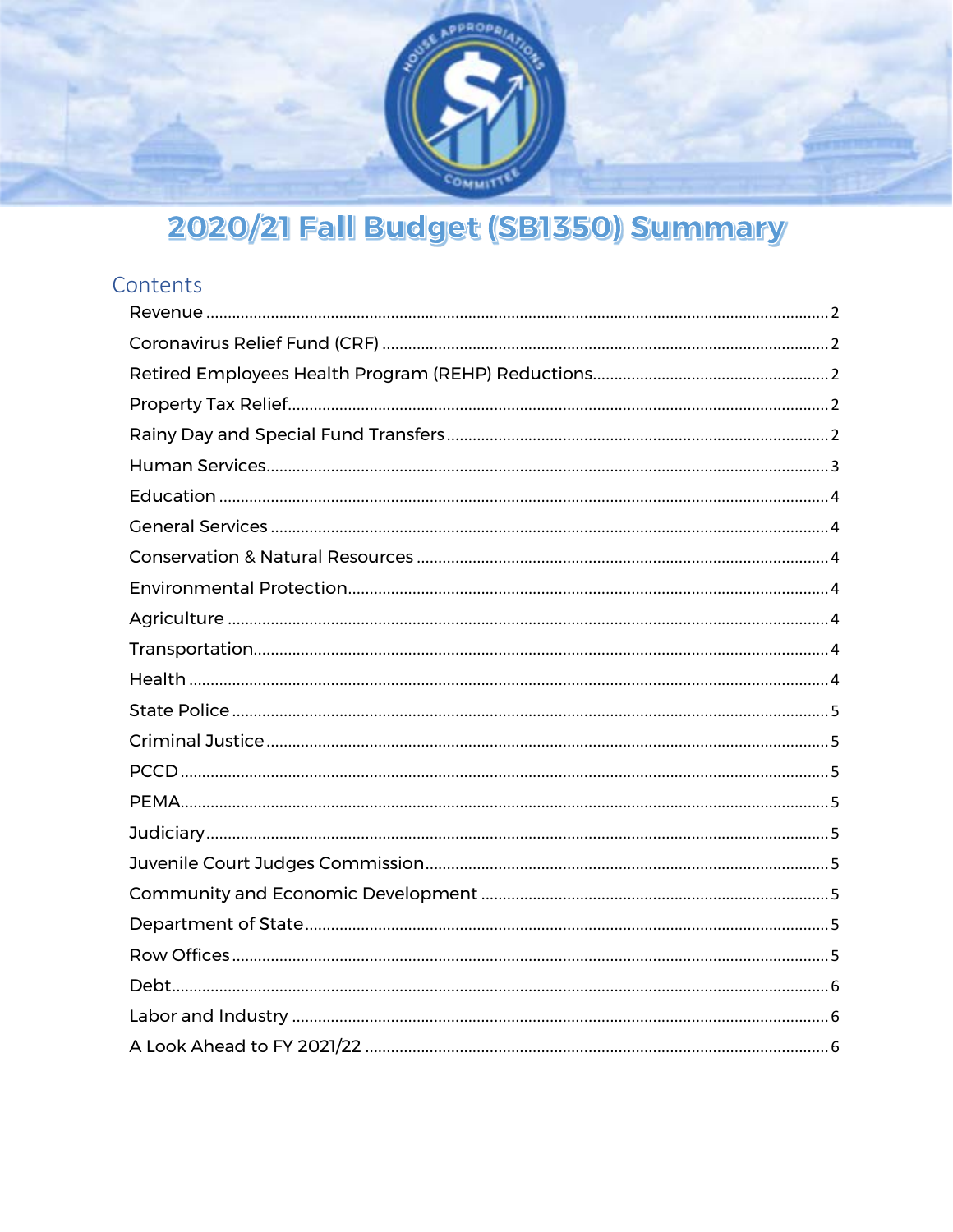# 2020/21 Fall Budget (SB1350) Summary

## Contents

- Revenue .......... 2
- Coronavirus Relief Fund (CRF) .......... 2
- Retired Employees Health Program (REHP) Reductions .......... 2
- Property Tax Relief .......... 2
- Rainy Day and Special Fund Transfers .......... 2
- Human Services .......... 3
- Education .......... 4
- General Services .......... 4
- Conservation & Natural Resources .......... 4
- Environmental Protection .......... 4
- Agriculture .......... 4
- Transportation .......... 4
- Health .......... 4
- State Police .......... 5
- Criminal Justice .......... 5
- PCCD .......... 5
- PEMA .......... 5
- Judiciary .......... 5
- Juvenile Court Judges Commission .......... 5
- Community and Economic Development .......... 5
- Department of State .......... 5
- Row Offices .......... 5
- Debt .......... 6
- Labor and Industry .......... 6
- A Look Ahead to FY 2021/22 .......... 6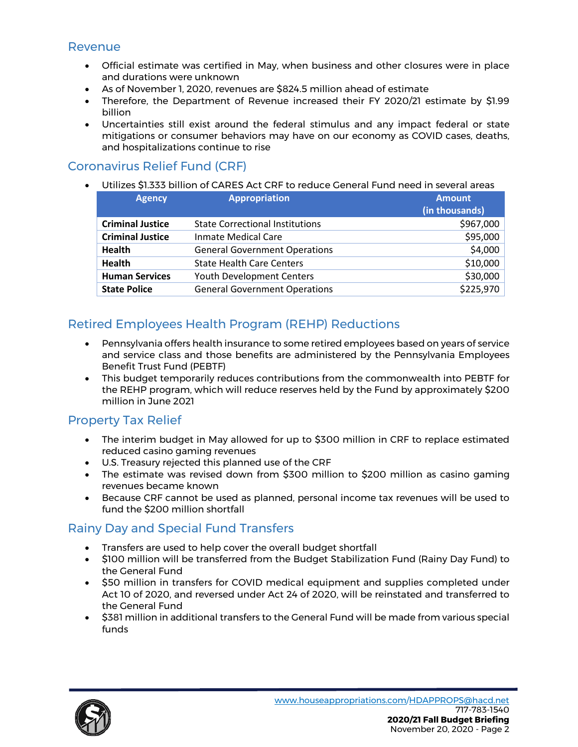## Revenue

- Official estimate was certified in May, when business and other closures were in place and durations were unknown
- As of November 1, 2020, revenues are $824.5 million ahead of estimate
- Therefore, the Department of Revenue increased their FY 2020/21 estimate by $1.99 billion
- Uncertainties still exist around the federal stimulus and any impact federal or state mitigations or consumer behaviors may have on our economy as COVID cases, deaths, and hospitalizations continue to rise

## Coronavirus Relief Fund (CRF)

- Utilizes $1.333 billion of CARES Act CRF to reduce General Fund need in several areas

| Agency | Appropriation | Amount (in thousands) |
|---|---|---|
| **Criminal Justice** | State Correctional Institutions | $967,000 |
| **Criminal Justice** | Inmate Medical Care | $95,000 |
| **Health** | General Government Operations | $4,000 |
| **Health** | State Health Care Centers | $10,000 |
| **Human Services** | Youth Development Centers | $30,000 |
| **State Police** | General Government Operations | $225,970 |

## Retired Employees Health Program (REHP) Reductions

- Pennsylvania offers health insurance to some retired employees based on years of service and service class and those benefits are administered by the Pennsylvania Employees Benefit Trust Fund (PEBTF)
- This budget temporarily reduces contributions from the commonwealth into PEBTF for the REHP program, which will reduce reserves held by the Fund by approximately $200 million in June 2021

## Property Tax Relief

- The interim budget in May allowed for up to $300 million in CRF to replace estimated reduced casino gaming revenues
- U.S. Treasury rejected this planned use of the CRF
- The estimate was revised down from $300 million to $200 million as casino gaming revenues became known
- Because CRF cannot be used as planned, personal income tax revenues will be used to fund the $200 million shortfall

## Rainy Day and Special Fund Transfers

- Transfers are used to help cover the overall budget shortfall
- $100 million will be transferred from the Budget Stabilization Fund (Rainy Day Fund) to the General Fund
- $50 million in transfers for COVID medical equipment and supplies completed under Act 10 of 2020, and reversed under Act 24 of 2020, will be reinstated and transferred to the General Fund
- $381 million in additional transfers to the General Fund will be made from various special funds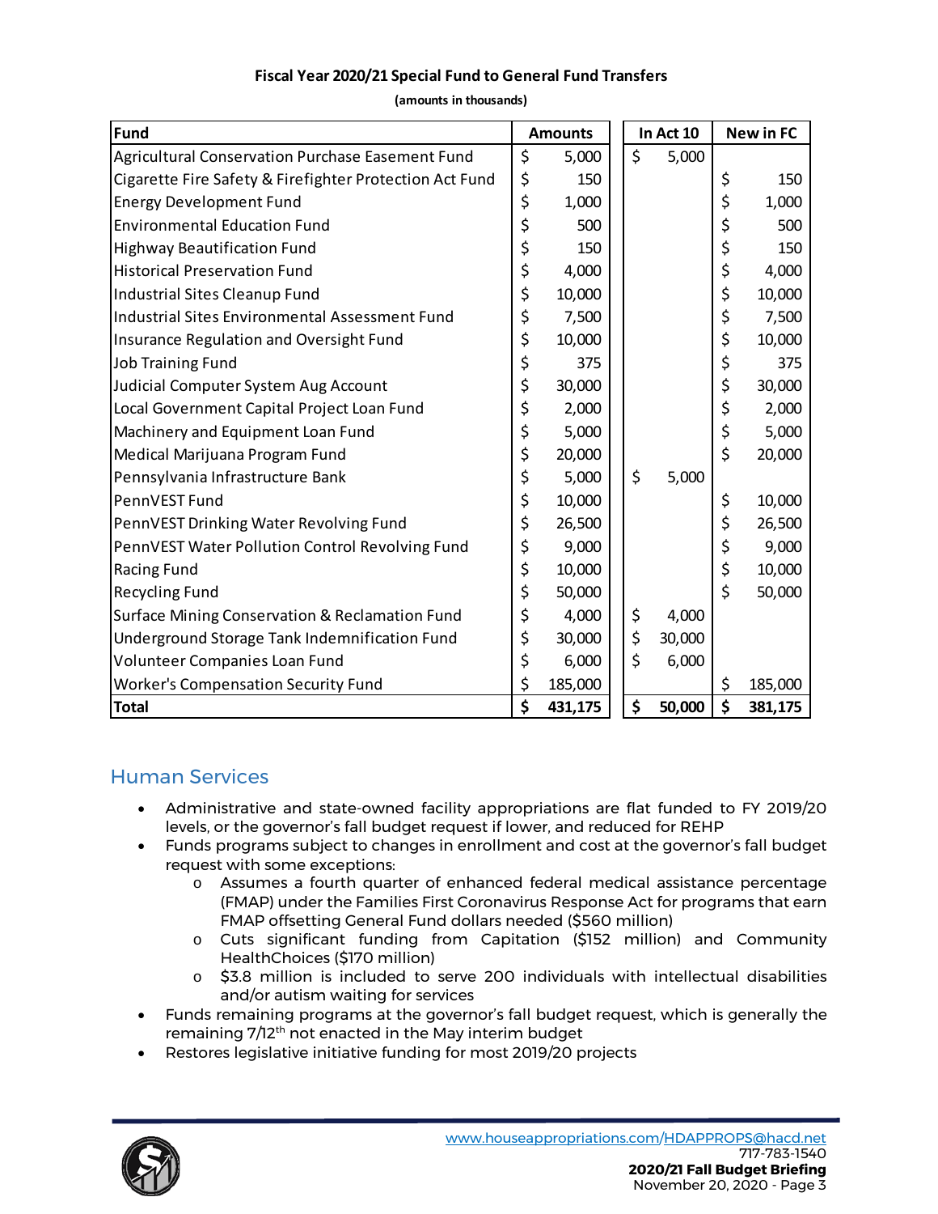**Fiscal Year 2020/21 Special Fund to General Fund Transfers**

**(amounts in thousands)**

| Fund | Amounts | In Act 10 | New in FC |
|---|---|---|---|
| Agricultural Conservation Purchase Easement Fund | $ 5,000 | $ 5,000 | |
| Cigarette Fire Safety & Firefighter Protection Act Fund | $ 150 | | $ 150 |
| Energy Development Fund | $ 1,000 | | $ 1,000 |
| Environmental Education Fund | $ 500 | | $ 500 |
| Highway Beautification Fund | $ 150 | | $ 150 |
| Historical Preservation Fund | $ 4,000 | | $ 4,000 |
| Industrial Sites Cleanup Fund | $ 10,000 | | $ 10,000 |
| Industrial Sites Environmental Assessment Fund | $ 7,500 | | $ 7,500 |
| Insurance Regulation and Oversight Fund | $ 10,000 | | $ 10,000 |
| Job Training Fund | $ 375 | | $ 375 |
| Judicial Computer System Aug Account | $ 30,000 | | $ 30,000 |
| Local Government Capital Project Loan Fund | $ 2,000 | | $ 2,000 |
| Machinery and Equipment Loan Fund | $ 5,000 | | $ 5,000 |
| Medical Marijuana Program Fund | $ 20,000 | | $ 20,000 |
| Pennsylvania Infrastructure Bank | $ 5,000 | $ 5,000 | |
| PennVEST Fund | $ 10,000 | | $ 10,000 |
| PennVEST Drinking Water Revolving Fund | $ 26,500 | | $ 26,500 |
| PennVEST Water Pollution Control Revolving Fund | $ 9,000 | | $ 9,000 |
| Racing Fund | $ 10,000 | | $ 10,000 |
| Recycling Fund | $ 50,000 | | $ 50,000 |
| Surface Mining Conservation & Reclamation Fund | $ 4,000 | $ 4,000 | |
| Underground Storage Tank Indemnification Fund | $ 30,000 | $ 30,000 | |
| Volunteer Companies Loan Fund | $ 6,000 | $ 6,000 | |
| Worker's Compensation Security Fund | $ 185,000 | | $ 185,000 |
| **Total** | **$ 431,175** | **$ 50,000** | **$ 381,175** |

## Human Services

- Administrative and state-owned facility appropriations are flat funded to FY 2019/20 levels, or the governor's fall budget request if lower, and reduced for REHP
- Funds programs subject to changes in enrollment and cost at the governor's fall budget request with some exceptions:
  - Assumes a fourth quarter of enhanced federal medical assistance percentage (FMAP) under the Families First Coronavirus Response Act for programs that earn FMAP offsetting General Fund dollars needed ($560 million)
  - Cuts significant funding from Capitation ($152 million) and Community HealthChoices ($170 million)
  - $3.8 million is included to serve 200 individuals with intellectual disabilities and/or autism waiting for services
- Funds remaining programs at the governor's fall budget request, which is generally the remaining 7/12th not enacted in the May interim budget
- Restores legislative initiative funding for most 2019/20 projects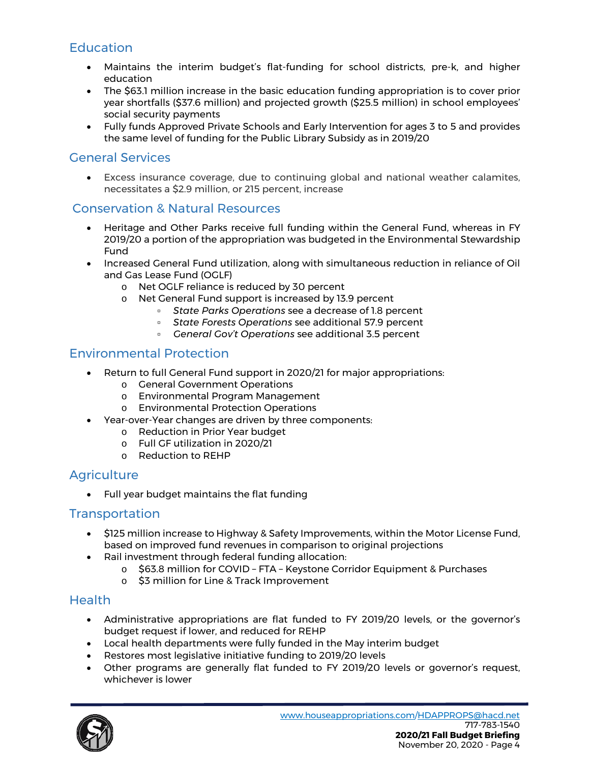## Education

- Maintains the interim budget's flat-funding for school districts, pre-k, and higher education
- The $63.1 million increase in the basic education funding appropriation is to cover prior year shortfalls ($37.6 million) and projected growth ($25.5 million) in school employees' social security payments
- Fully funds Approved Private Schools and Early Intervention for ages 3 to 5 and provides the same level of funding for the Public Library Subsidy as in 2019/20

## General Services

- Excess insurance coverage, due to continuing global and national weather calamites, necessitates a $2.9 million, or 215 percent, increase

## Conservation & Natural Resources

- Heritage and Other Parks receive full funding within the General Fund, whereas in FY 2019/20 a portion of the appropriation was budgeted in the Environmental Stewardship Fund
- Increased General Fund utilization, along with simultaneous reduction in reliance of Oil and Gas Lease Fund (OGLF)
  - Net OGLF reliance is reduced by 30 percent
  - Net General Fund support is increased by 13.9 percent
    - *State Parks Operations* see a decrease of 1.8 percent
    - *State Forests Operations* see additional 57.9 percent
    - *General Gov't Operations* see additional 3.5 percent

## Environmental Protection

- Return to full General Fund support in 2020/21 for major appropriations:
  - General Government Operations
  - Environmental Program Management
  - Environmental Protection Operations
- Year-over-Year changes are driven by three components:
  - Reduction in Prior Year budget
  - Full GF utilization in 2020/21
  - Reduction to REHP

## Agriculture

- Full year budget maintains the flat funding

## Transportation

- $125 million increase to Highway & Safety Improvements, within the Motor License Fund, based on improved fund revenues in comparison to original projections
- Rail investment through federal funding allocation:
  - $63.8 million for COVID – FTA – Keystone Corridor Equipment & Purchases
  - $3 million for Line & Track Improvement

## Health

- Administrative appropriations are flat funded to FY 2019/20 levels, or the governor's budget request if lower, and reduced for REHP
- Local health departments were fully funded in the May interim budget
- Restores most legislative initiative funding to 2019/20 levels
- Other programs are generally flat funded to FY 2019/20 levels or governor's request, whichever is lower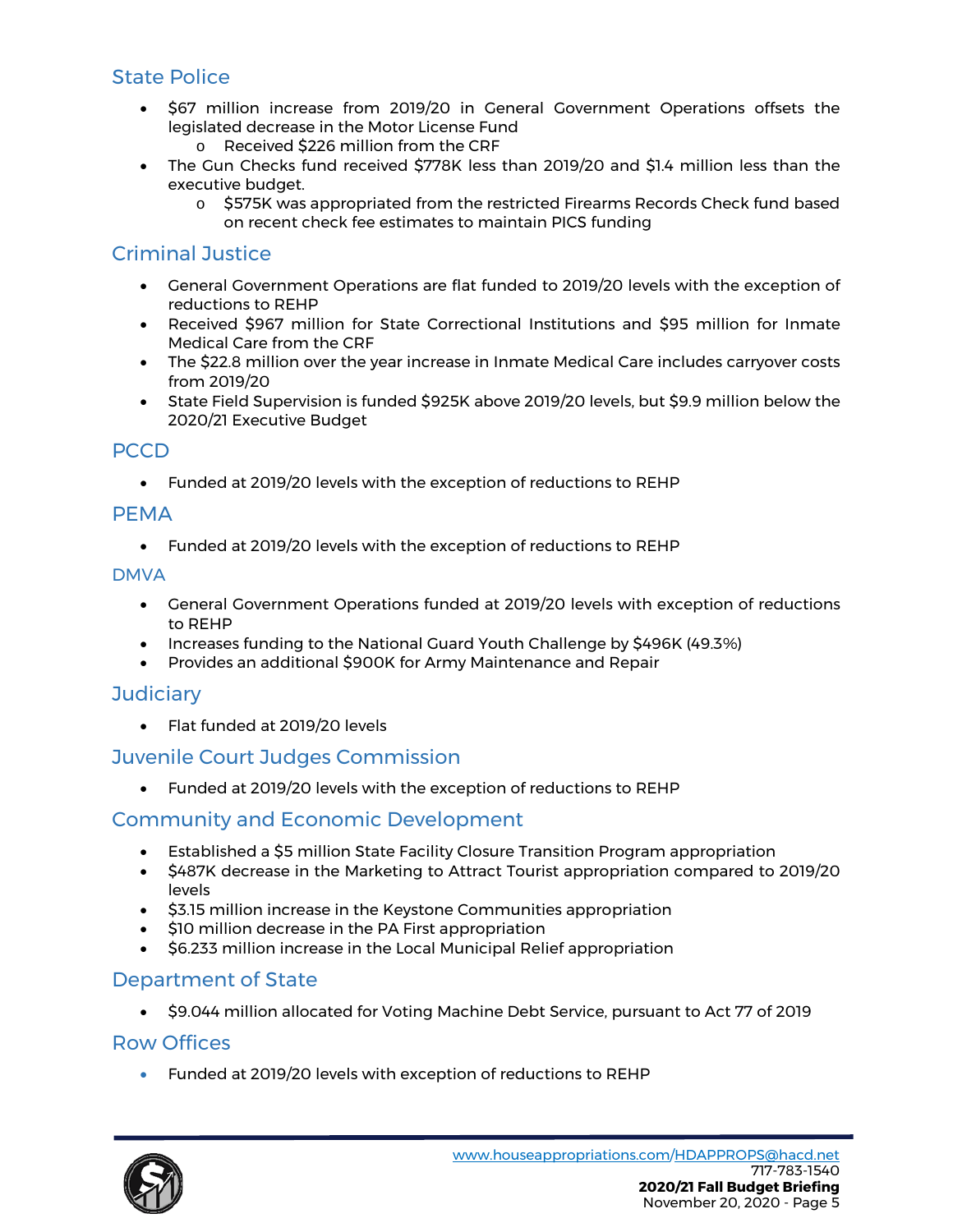## State Police

- $67 million increase from 2019/20 in General Government Operations offsets the legislated decrease in the Motor License Fund
  - Received $226 million from the CRF
- The Gun Checks fund received $778K less than 2019/20 and $1.4 million less than the executive budget.
  - $575K was appropriated from the restricted Firearms Records Check fund based on recent check fee estimates to maintain PICS funding

## Criminal Justice

- General Government Operations are flat funded to 2019/20 levels with the exception of reductions to REHP
- Received $967 million for State Correctional Institutions and $95 million for Inmate Medical Care from the CRF
- The $22.8 million over the year increase in Inmate Medical Care includes carryover costs from 2019/20
- State Field Supervision is funded $925K above 2019/20 levels, but $9.9 million below the 2020/21 Executive Budget

## PCCD

- Funded at 2019/20 levels with the exception of reductions to REHP

## PEMA

- Funded at 2019/20 levels with the exception of reductions to REHP

## DMVA

- General Government Operations funded at 2019/20 levels with exception of reductions to REHP
- Increases funding to the National Guard Youth Challenge by $496K (49.3%)
- Provides an additional $900K for Army Maintenance and Repair

## Judiciary

- Flat funded at 2019/20 levels

## Juvenile Court Judges Commission

- Funded at 2019/20 levels with the exception of reductions to REHP

## Community and Economic Development

- Established a $5 million State Facility Closure Transition Program appropriation
- $487K decrease in the Marketing to Attract Tourist appropriation compared to 2019/20 levels
- $3.15 million increase in the Keystone Communities appropriation
- $10 million decrease in the PA First appropriation
- $6.233 million increase in the Local Municipal Relief appropriation

## Department of State

- $9.044 million allocated for Voting Machine Debt Service, pursuant to Act 77 of 2019

## Row Offices

- Funded at 2019/20 levels with exception of reductions to REHP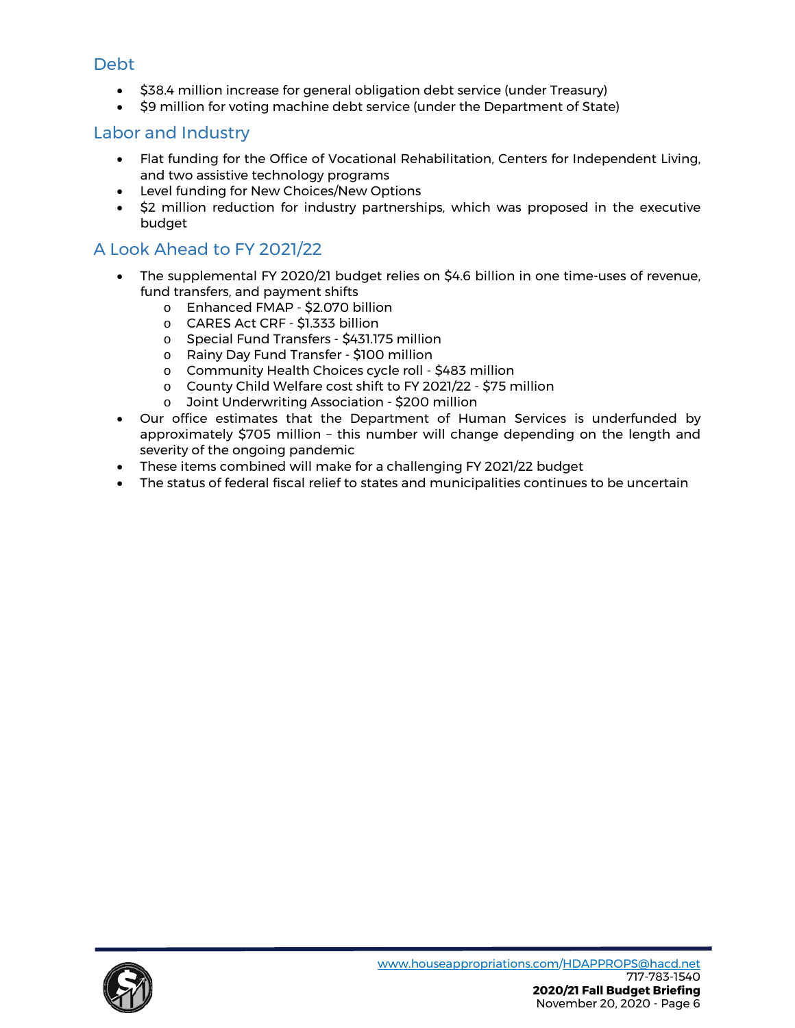## Debt

- $38.4 million increase for general obligation debt service (under Treasury)
- $9 million for voting machine debt service (under the Department of State)

## Labor and Industry

- Flat funding for the Office of Vocational Rehabilitation, Centers for Independent Living, and two assistive technology programs
- Level funding for New Choices/New Options
- $2 million reduction for industry partnerships, which was proposed in the executive budget

## A Look Ahead to FY 2021/22

- The supplemental FY 2020/21 budget relies on $4.6 billion in one time-uses of revenue, fund transfers, and payment shifts
  - Enhanced FMAP - $2.070 billion
  - CARES Act CRF - $1.333 billion
  - Special Fund Transfers - $431.175 million
  - Rainy Day Fund Transfer - $100 million
  - Community Health Choices cycle roll - $483 million
  - County Child Welfare cost shift to FY 2021/22 - $75 million
  - Joint Underwriting Association - $200 million
- Our office estimates that the Department of Human Services is underfunded by approximately $705 million – this number will change depending on the length and severity of the ongoing pandemic
- These items combined will make for a challenging FY 2021/22 budget
- The status of federal fiscal relief to states and municipalities continues to be uncertain